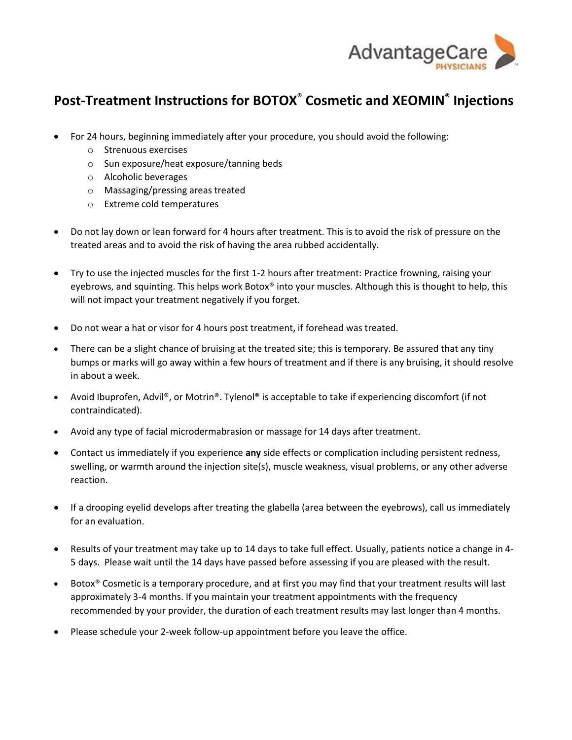AdvantageCare PHYSICIANS

# Post-Treatment Instructions for BOTOX® Cosmetic and XEOMIN® Injections

- For 24 hours, beginning immediately after your procedure, you should avoid the following:
  - Strenuous exercises
  - Sun exposure/heat exposure/tanning beds
  - Alcoholic beverages
  - Massaging/pressing areas treated
  - Extreme cold temperatures

- Do not lay down or lean forward for 4 hours after treatment. This is to avoid the risk of pressure on the treated areas and to avoid the risk of having the area rubbed accidentally.

- Try to use the injected muscles for the first 1-2 hours after treatment: Practice frowning, raising your eyebrows, and squinting. This helps work Botox® into your muscles. Although this is thought to help, this will not impact your treatment negatively if you forget.

- Do not wear a hat or visor for 4 hours post treatment, if forehead was treated.

- There can be a slight chance of bruising at the treated site; this is temporary. Be assured that any tiny bumps or marks will go away within a few hours of treatment and if there is any bruising, it should resolve in about a week.

- Avoid Ibuprofen, Advil®, or Motrin®. Tylenol® is acceptable to take if experiencing discomfort (if not contraindicated).

- Avoid any type of facial microdermabrasion or massage for 14 days after treatment.

- Contact us immediately if you experience **any** side effects or complication including persistent redness, swelling, or warmth around the injection site(s), muscle weakness, visual problems, or any other adverse reaction.

- If a drooping eyelid develops after treating the glabella (area between the eyebrows), call us immediately for an evaluation.

- Results of your treatment may take up to 14 days to take full effect. Usually, patients notice a change in 4-5 days. Please wait until the 14 days have passed before assessing if you are pleased with the result.

- Botox® Cosmetic is a temporary procedure, and at first you may find that your treatment results will last approximately 3-4 months. If you maintain your treatment appointments with the frequency recommended by your provider, the duration of each treatment results may last longer than 4 months.

- Please schedule your 2-week follow-up appointment before you leave the office.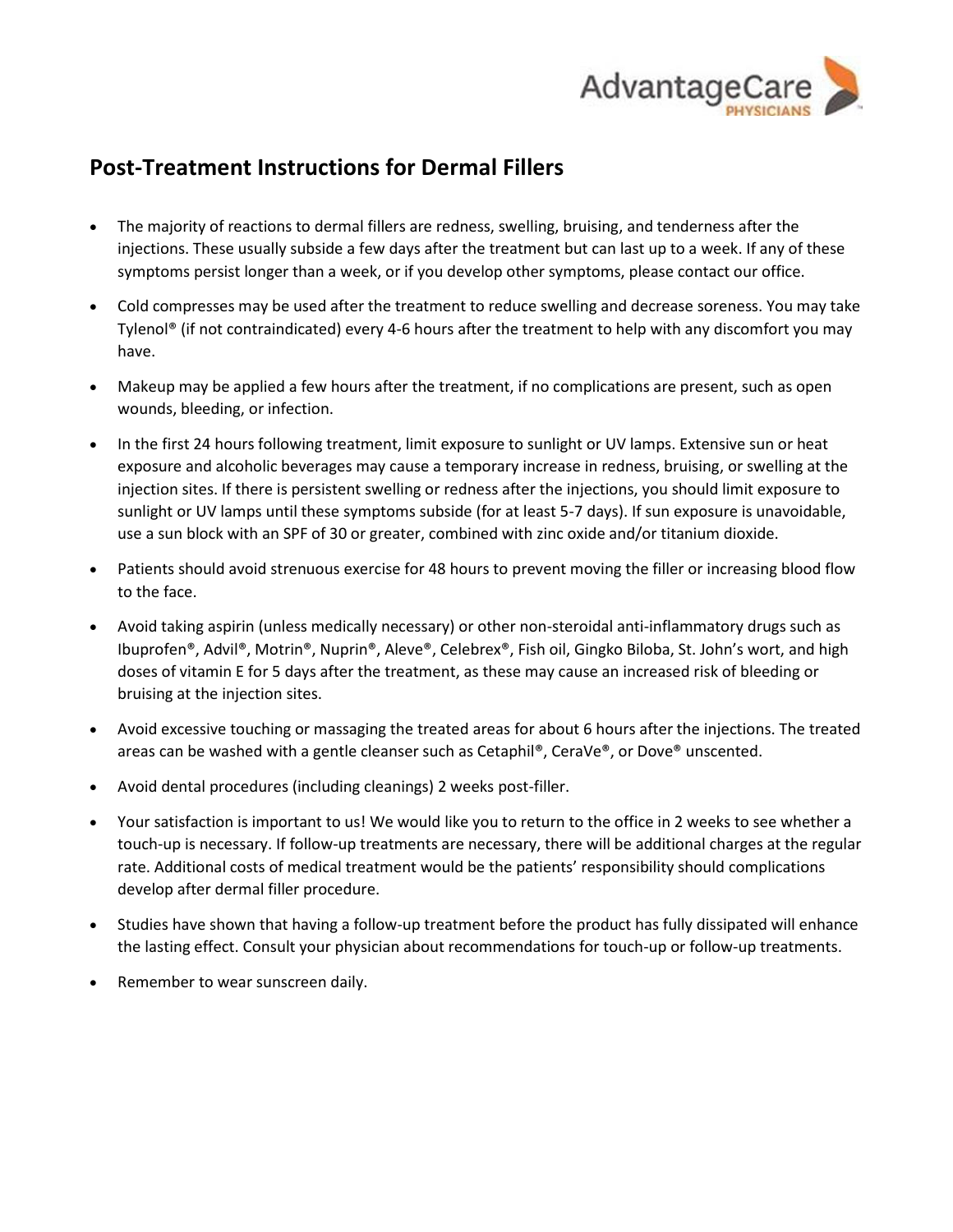AdvantageCare PHYSICIANS

## Post-Treatment Instructions for Dermal Fillers

- The majority of reactions to dermal fillers are redness, swelling, bruising, and tenderness after the injections. These usually subside a few days after the treatment but can last up to a week. If any of these symptoms persist longer than a week, or if you develop other symptoms, please contact our office.
- Cold compresses may be used after the treatment to reduce swelling and decrease soreness. You may take Tylenol® (if not contraindicated) every 4-6 hours after the treatment to help with any discomfort you may have.
- Makeup may be applied a few hours after the treatment, if no complications are present, such as open wounds, bleeding, or infection.
- In the first 24 hours following treatment, limit exposure to sunlight or UV lamps. Extensive sun or heat exposure and alcoholic beverages may cause a temporary increase in redness, bruising, or swelling at the injection sites. If there is persistent swelling or redness after the injections, you should limit exposure to sunlight or UV lamps until these symptoms subside (for at least 5-7 days). If sun exposure is unavoidable, use a sun block with an SPF of 30 or greater, combined with zinc oxide and/or titanium dioxide.
- Patients should avoid strenuous exercise for 48 hours to prevent moving the filler or increasing blood flow to the face.
- Avoid taking aspirin (unless medically necessary) or other non-steroidal anti-inflammatory drugs such as Ibuprofen®, Advil®, Motrin®, Nuprin®, Aleve®, Celebrex®, Fish oil, Gingko Biloba, St. John's wort, and high doses of vitamin E for 5 days after the treatment, as these may cause an increased risk of bleeding or bruising at the injection sites.
- Avoid excessive touching or massaging the treated areas for about 6 hours after the injections. The treated areas can be washed with a gentle cleanser such as Cetaphil®, CeraVe®, or Dove® unscented.
- Avoid dental procedures (including cleanings) 2 weeks post-filler.
- Your satisfaction is important to us! We would like you to return to the office in 2 weeks to see whether a touch-up is necessary. If follow-up treatments are necessary, there will be additional charges at the regular rate. Additional costs of medical treatment would be the patients' responsibility should complications develop after dermal filler procedure.
- Studies have shown that having a follow-up treatment before the product has fully dissipated will enhance the lasting effect. Consult your physician about recommendations for touch-up or follow-up treatments.
- Remember to wear sunscreen daily.